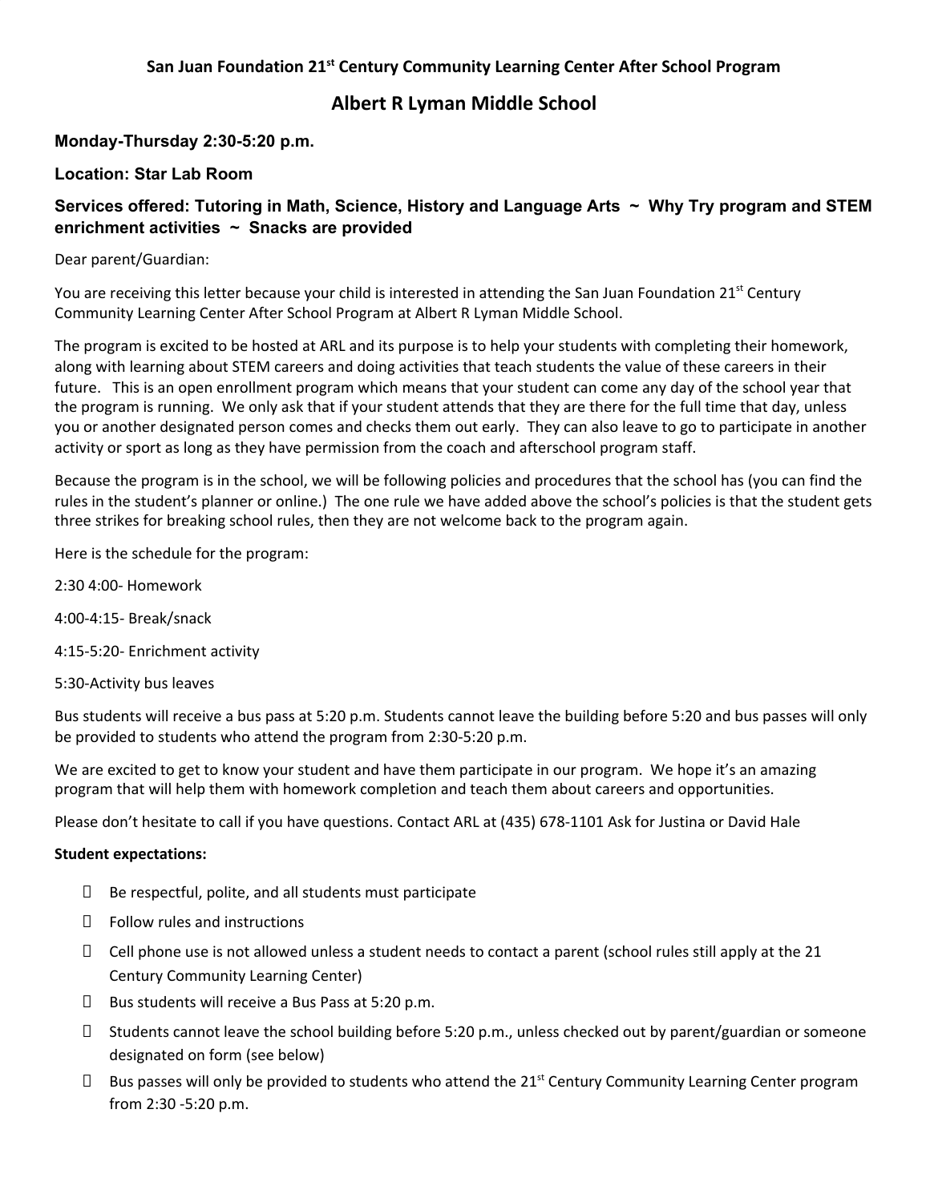**San Juan Foundation 21st Century Community Learning Center After School Program**

# Albert R Lyman Middle School

### Monday-Thursday 2:30-5:20 p.m.

### Location: Star Lab Room

### Services offered: Tutoring in Math, Science, History and Language Arts ~ Why Try program and STEM enrichment activities ~ Snacks are provided

Dear parent/Guardian:

You are receiving this letter because your child is interested in attending the San Juan Foundation 21st Century Community Learning Center After School Program at Albert R Lyman Middle School.

The program is excited to be hosted at ARL and its purpose is to help your students with completing their homework, along with learning about STEM careers and doing activities that teach students the value of these careers in their future. This is an open enrollment program which means that your student can come any day of the school year that the program is running. We only ask that if your student attends that they are there for the full time that day, unless you or another designated person comes and checks them out early. They can also leave to go to participate in another activity or sport as long as they have permission from the coach and afterschool program staff.

Because the program is in the school, we will be following policies and procedures that the school has (you can find the rules in the student's planner or online.) The one rule we have added above the school's policies is that the student gets three strikes for breaking school rules, then they are not welcome back to the program again.

Here is the schedule for the program:

2:30 4:00- Homework

4:00-4:15- Break/snack

4:15-5:20- Enrichment activity

5:30-Activity bus leaves

Bus students will receive a bus pass at 5:20 p.m. Students cannot leave the building before 5:20 and bus passes will only be provided to students who attend the program from 2:30-5:20 p.m.

We are excited to get to know your student and have them participate in our program. We hope it's an amazing program that will help them with homework completion and teach them about careers and opportunities.

Please don't hesitate to call if you have questions. Contact ARL at (435) 678-1101 Ask for Justina or David Hale

**Student expectations:**

- Be respectful, polite, and all students must participate
- Follow rules and instructions
- Cell phone use is not allowed unless a student needs to contact a parent (school rules still apply at the 21 Century Community Learning Center)
- Bus students will receive a Bus Pass at 5:20 p.m.
- Students cannot leave the school building before 5:20 p.m., unless checked out by parent/guardian or someone designated on form (see below)
- Bus passes will only be provided to students who attend the 21st Century Community Learning Center program from 2:30 -5:20 p.m.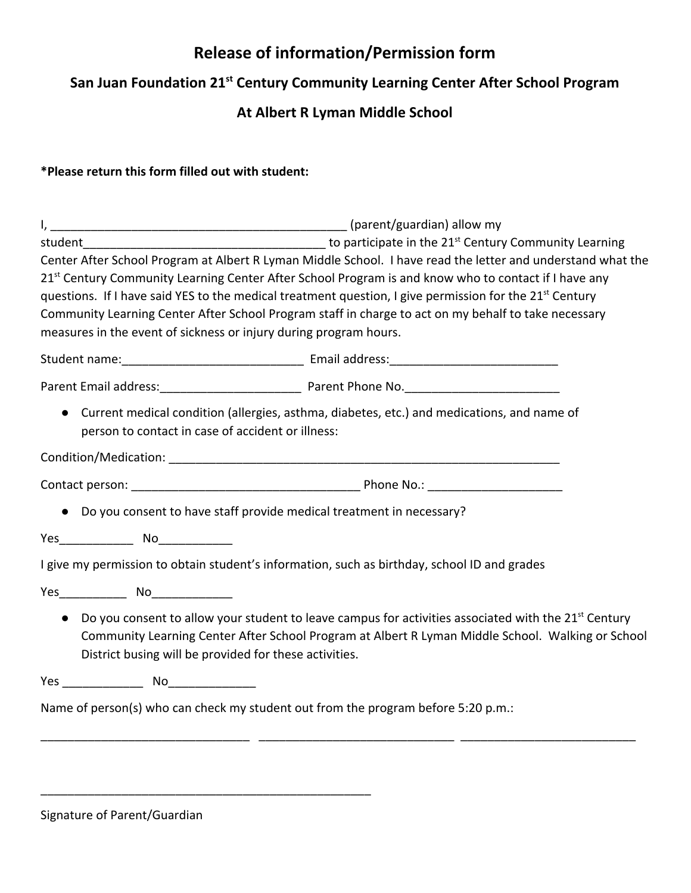# Release of information/Permission form

## San Juan Foundation 21st Century Community Learning Center After School Program

## At Albert R Lyman Middle School

**\*Please return this form filled out with student:**

I, ____________________________________________ (parent/guardian) allow my student____________________________________ to participate in the 21st Century Community Learning Center After School Program at Albert R Lyman Middle School. I have read the letter and understand what the 21st Century Community Learning Center After School Program is and know who to contact if I have any questions. If I have said YES to the medical treatment question, I give permission for the 21st Century Community Learning Center After School Program staff in charge to act on my behalf to take necessary measures in the event of sickness or injury during program hours.

Student name:___________________________ Email address:_________________________

Parent Email address:_____________________ Parent Phone No._______________________

- Current medical condition (allergies, asthma, diabetes, etc.) and medications, and name of person to contact in case of accident or illness:

Condition/Medication: ___________________________________________________________

Contact person: __________________________________ Phone No.: ___________________

- Do you consent to have staff provide medical treatment in necessary?

Yes___________ No___________

I give my permission to obtain student's information, such as birthday, school ID and grades

Yes__________ No____________

- Do you consent to allow your student to leave campus for activities associated with the 21st Century Community Learning Center After School Program at Albert R Lyman Middle School. Walking or School District busing will be provided for these activities.

Yes ____________ No_____________

Name of person(s) who can check my student out from the program before 5:20 p.m.:

_______________________________ _____________________________ __________________________

__________________________________________________

Signature of Parent/Guardian